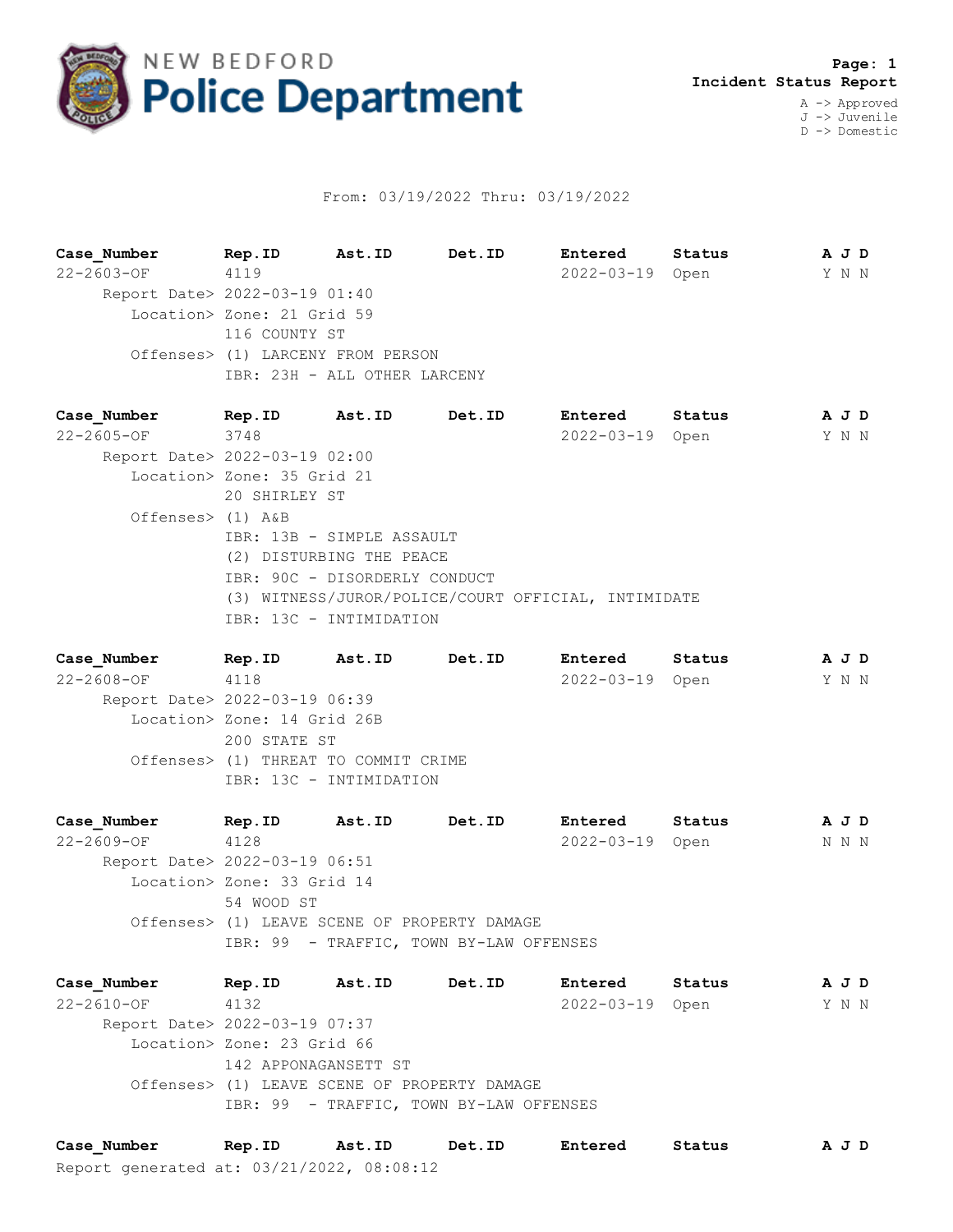# NEW BEDFORD Police Department

**Incident Status Report**

A -> Approved
J -> Juvenile
D -> Domestic

From: 03/19/2022 Thru: 03/19/2022

| Case_Number | Rep.ID | Ast.ID | Det.ID | Entered | Status | A J D |
|---|---|---|---|---|---|---|
| 22-2603-OF | 4119 | | | 2022-03-19 | Open | Y N N |

Report Date> 2022-03-19 01:40
Location> Zone: 21 Grid 59
116 COUNTY ST
Offenses> (1) LARCENY FROM PERSON
IBR: 23H - ALL OTHER LARCENY

| Case_Number | Rep.ID | Ast.ID | Det.ID | Entered | Status | A J D |
|---|---|---|---|---|---|---|
| 22-2605-OF | 3748 | | | 2022-03-19 | Open | Y N N |

Report Date> 2022-03-19 02:00
Location> Zone: 35 Grid 21
20 SHIRLEY ST
Offenses> (1) A&B
IBR: 13B - SIMPLE ASSAULT
(2) DISTURBING THE PEACE
IBR: 90C - DISORDERLY CONDUCT
(3) WITNESS/JUROR/POLICE/COURT OFFICIAL, INTIMIDATE
IBR: 13C - INTIMIDATION

| Case_Number | Rep.ID | Ast.ID | Det.ID | Entered | Status | A J D |
|---|---|---|---|---|---|---|
| 22-2608-OF | 4118 | | | 2022-03-19 | Open | Y N N |

Report Date> 2022-03-19 06:39
Location> Zone: 14 Grid 26B
200 STATE ST
Offenses> (1) THREAT TO COMMIT CRIME
IBR: 13C - INTIMIDATION

| Case_Number | Rep.ID | Ast.ID | Det.ID | Entered | Status | A J D |
|---|---|---|---|---|---|---|
| 22-2609-OF | 4128 | | | 2022-03-19 | Open | N N N |

Report Date> 2022-03-19 06:51
Location> Zone: 33 Grid 14
54 WOOD ST
Offenses> (1) LEAVE SCENE OF PROPERTY DAMAGE
IBR: 99 - TRAFFIC, TOWN BY-LAW OFFENSES

| Case_Number | Rep.ID | Ast.ID | Det.ID | Entered | Status | A J D |
|---|---|---|---|---|---|---|
| 22-2610-OF | 4132 | | | 2022-03-19 | Open | Y N N |

Report Date> 2022-03-19 07:37
Location> Zone: 23 Grid 66
142 APPONAGANSETT ST
Offenses> (1) LEAVE SCENE OF PROPERTY DAMAGE
IBR: 99 - TRAFFIC, TOWN BY-LAW OFFENSES

| Case_Number | Rep.ID | Ast.ID | Det.ID | Entered | Status | A J D |
|---|---|---|---|---|---|---|

Report generated at: 03/21/2022, 08:08:12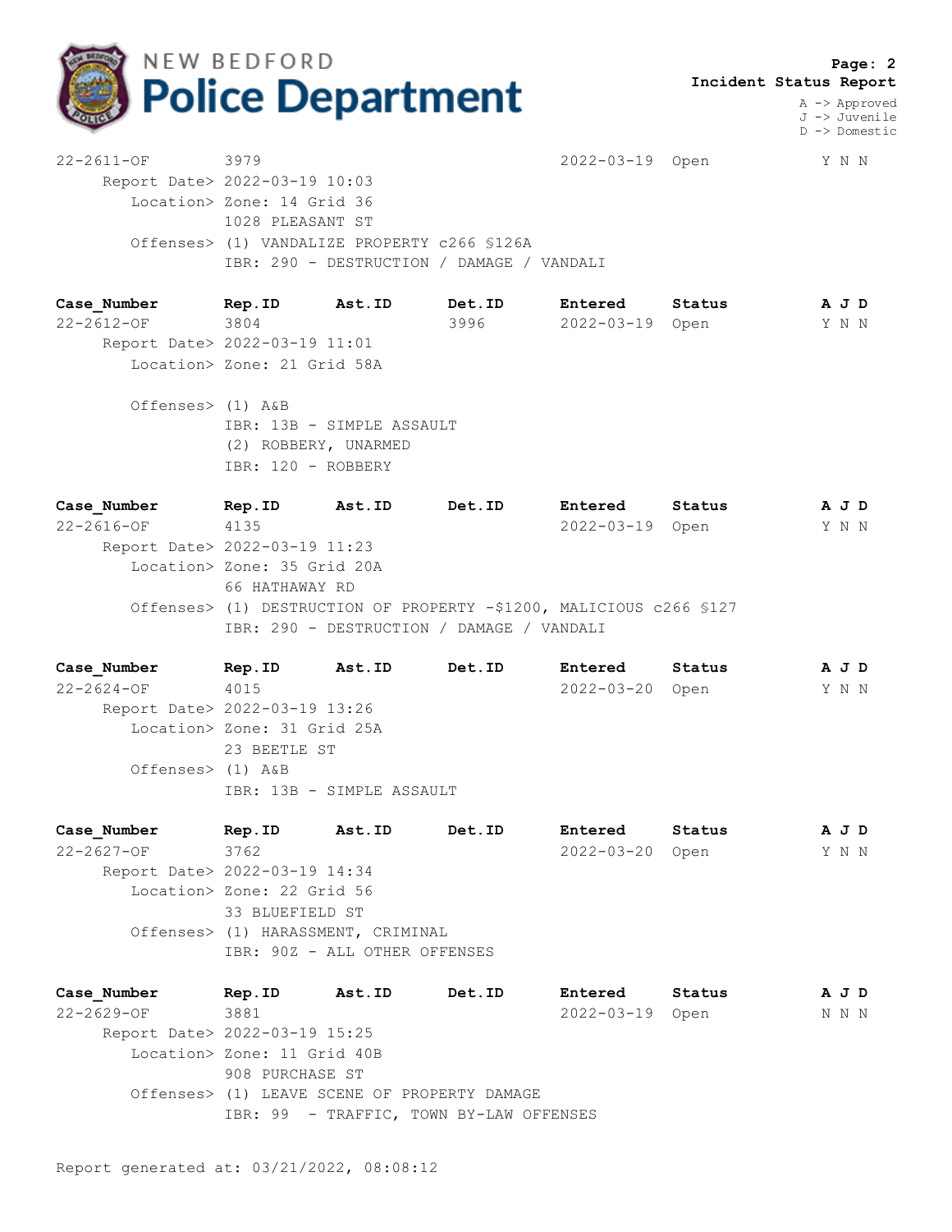**Page: 2**
**Incident Status Report**

A -> Approved
J -> Juvenile
D -> Domestic

| Case_Number | Rep.ID | Ast.ID | Det.ID | Entered | Status | A J D |
|---|---|---|---|---|---|---|
| 22-2611-OF | 3979 | | | 2022-03-19 | Open | Y N N |

Report Date> 2022-03-19 10:03
Location> Zone: 14 Grid 36
1028 PLEASANT ST
Offenses> (1) VANDALIZE PROPERTY c266 §126A
IBR: 290 - DESTRUCTION / DAMAGE / VANDALI

| Case_Number | Rep.ID | Ast.ID | Det.ID | Entered | Status | A J D |
|---|---|---|---|---|---|---|
| 22-2612-OF | 3804 | | 3996 | 2022-03-19 | Open | Y N N |

Report Date> 2022-03-19 11:01
Location> Zone: 21 Grid 58A
Offenses> (1) A&B
IBR: 13B - SIMPLE ASSAULT
(2) ROBBERY, UNARMED
IBR: 120 - ROBBERY

| Case_Number | Rep.ID | Ast.ID | Det.ID | Entered | Status | A J D |
|---|---|---|---|---|---|---|
| 22-2616-OF | 4135 | | | 2022-03-19 | Open | Y N N |

Report Date> 2022-03-19 11:23
Location> Zone: 35 Grid 20A
66 HATHAWAY RD
Offenses> (1) DESTRUCTION OF PROPERTY -$1200, MALICIOUS c266 §127
IBR: 290 - DESTRUCTION / DAMAGE / VANDALI

| Case_Number | Rep.ID | Ast.ID | Det.ID | Entered | Status | A J D |
|---|---|---|---|---|---|---|
| 22-2624-OF | 4015 | | | 2022-03-20 | Open | Y N N |

Report Date> 2022-03-19 13:26
Location> Zone: 31 Grid 25A
23 BEETLE ST
Offenses> (1) A&B
IBR: 13B - SIMPLE ASSAULT

| Case_Number | Rep.ID | Ast.ID | Det.ID | Entered | Status | A J D |
|---|---|---|---|---|---|---|
| 22-2627-OF | 3762 | | | 2022-03-20 | Open | Y N N |

Report Date> 2022-03-19 14:34
Location> Zone: 22 Grid 56
33 BLUEFIELD ST
Offenses> (1) HARASSMENT, CRIMINAL
IBR: 90Z - ALL OTHER OFFENSES

| Case_Number | Rep.ID | Ast.ID | Det.ID | Entered | Status | A J D |
|---|---|---|---|---|---|---|
| 22-2629-OF | 3881 | | | 2022-03-19 | Open | N N N |

Report Date> 2022-03-19 15:25
Location> Zone: 11 Grid 40B
908 PURCHASE ST
Offenses> (1) LEAVE SCENE OF PROPERTY DAMAGE
IBR: 99 - TRAFFIC, TOWN BY-LAW OFFENSES

Report generated at: 03/21/2022, 08:08:12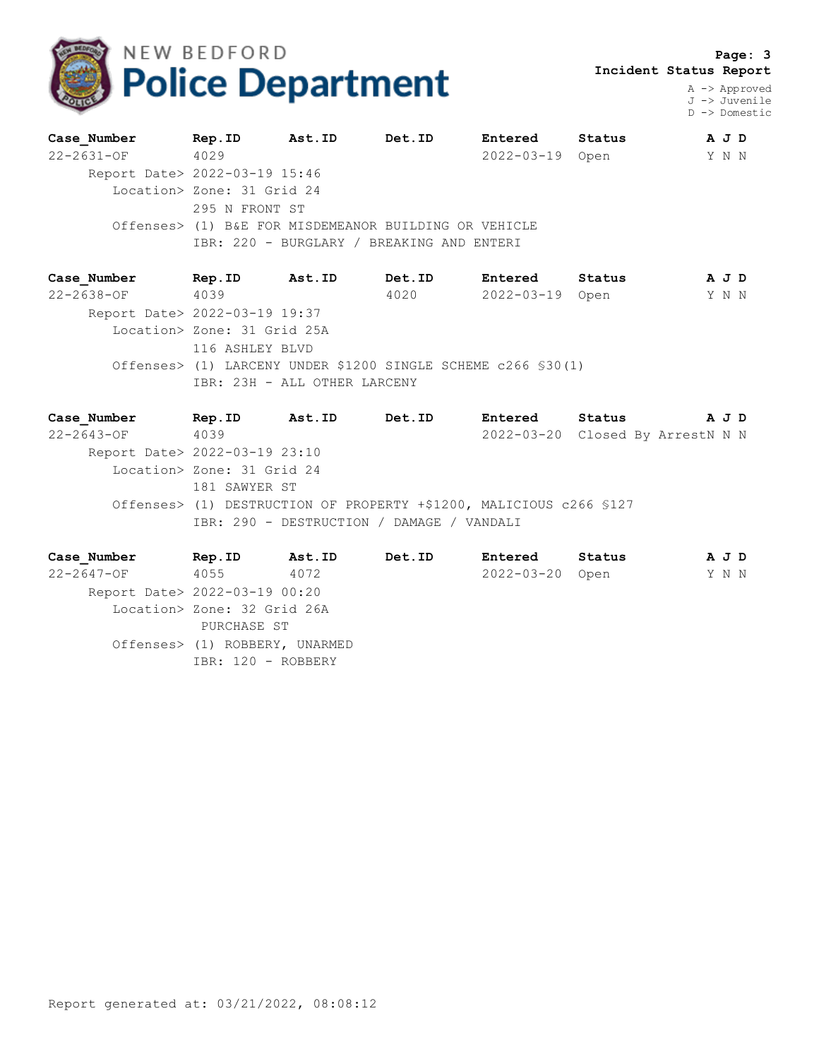NEW BEDFORD
**Police Department**

**Incident Status Report**

A -> Approved
J -> Juvenile
D -> Domestic

| Case_Number | Rep.ID | Ast.ID | Det.ID | Entered | Status | A | J | D |
|---|---|---|---|---|---|---|---|---|
| 22-2631-OF | 4029 | | | 2022-03-19 | Open | Y | N | N |

Report Date> 2022-03-19 15:46
Location> Zone: 31 Grid 24
295 N FRONT ST
Offenses> (1) B&E FOR MISDEMEANOR BUILDING OR VEHICLE
IBR: 220 - BURGLARY / BREAKING AND ENTERI

| Case_Number | Rep.ID | Ast.ID | Det.ID | Entered | Status | A | J | D |
|---|---|---|---|---|---|---|---|---|
| 22-2638-OF | 4039 | | 4020 | 2022-03-19 | Open | Y | N | N |

Report Date> 2022-03-19 19:37
Location> Zone: 31 Grid 25A
116 ASHLEY BLVD
Offenses> (1) LARCENY UNDER $1200 SINGLE SCHEME c266 §30(1)
IBR: 23H - ALL OTHER LARCENY

| Case_Number | Rep.ID | Ast.ID | Det.ID | Entered | Status | A | J | D |
|---|---|---|---|---|---|---|---|---|
| 22-2643-OF | 4039 | | | 2022-03-20 | Closed By Arrest | N | N | N |

Report Date> 2022-03-19 23:10
Location> Zone: 31 Grid 24
181 SAWYER ST
Offenses> (1) DESTRUCTION OF PROPERTY +$1200, MALICIOUS c266 §127
IBR: 290 - DESTRUCTION / DAMAGE / VANDALI

| Case_Number | Rep.ID | Ast.ID | Det.ID | Entered | Status | A | J | D |
|---|---|---|---|---|---|---|---|---|
| 22-2647-OF | 4055 | 4072 | | 2022-03-20 | Open | Y | N | N |

Report Date> 2022-03-19 00:20
Location> Zone: 32 Grid 26A
PURCHASE ST
Offenses> (1) ROBBERY, UNARMED
IBR: 120 - ROBBERY

Report generated at: 03/21/2022, 08:08:12